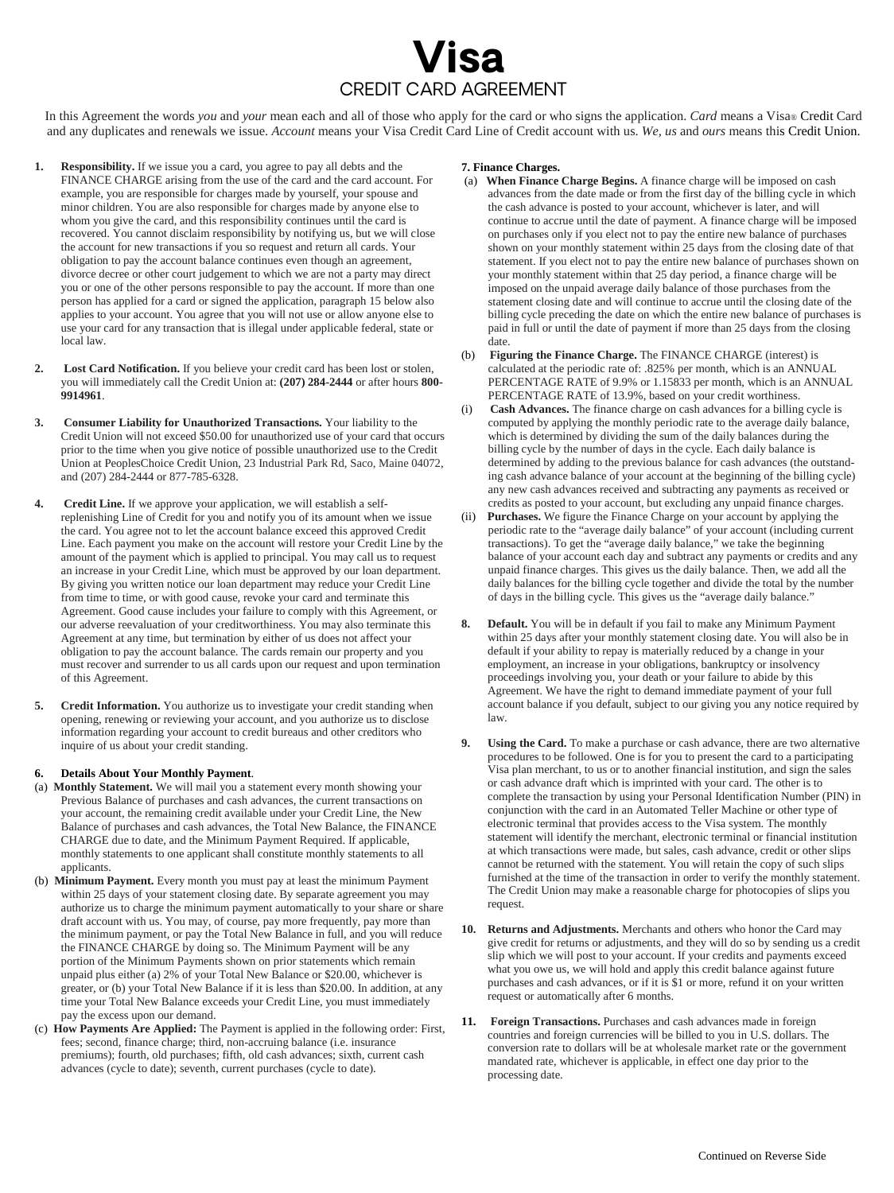# Visa

## CREDIT CARD AGREEMENT

In this Agreement the words *you* and *your* mean each and all of those who apply for the card or who signs the application. *Card* means a Visa® Credit Card and any duplicates and renewals we issue. *Account* means your Visa Credit Card Line of Credit account with us. *We, us* and *ours* means this Credit Union.

1. **Responsibility.** If we issue you a card, you agree to pay all debts and the FINANCE CHARGE arising from the use of the card and the card account. For example, you are responsible for charges made by yourself, your spouse and minor children. You are also responsible for charges made by anyone else to whom you give the card, and this responsibility continues until the card is recovered. You cannot disclaim responsibility by notifying us, but we will close the account for new transactions if you so request and return all cards. Your obligation to pay the account balance continues even though an agreement, divorce decree or other court judgement to which we are not a party may direct you or one of the other persons responsible to pay the account. If more than one person has applied for a card or signed the application, paragraph 15 below also applies to your account. You agree that you will not use or allow anyone else to use your card for any transaction that is illegal under applicable federal, state or local law.

2. **Lost Card Notification.** If you believe your credit card has been lost or stolen, you will immediately call the Credit Union at: **(207) 284-2444** or after hours **800-9914961**.

3. **Consumer Liability for Unauthorized Transactions.** Your liability to the Credit Union will not exceed $50.00 for unauthorized use of your card that occurs prior to the time when you give notice of possible unauthorized use to the Credit Union at PeoplesChoice Credit Union, 23 Industrial Park Rd, Saco, Maine 04072, and (207) 284-2444 or 877-785-6328.

4. **Credit Line.** If we approve your application, we will establish a self-replenishing Line of Credit for you and notify you of its amount when we issue the card. You agree not to let the account balance exceed this approved Credit Line. Each payment you make on the account will restore your Credit Line by the amount of the payment which is applied to principal. You may call us to request an increase in your Credit Line, which must be approved by our loan department. By giving you written notice our loan department may reduce your Credit Line from time to time, or with good cause, revoke your card and terminate this Agreement. Good cause includes your failure to comply with this Agreement, or our adverse reevaluation of your creditworthiness. You may also terminate this Agreement at any time, but termination by either of us does not affect your obligation to pay the account balance. The cards remain our property and you must recover and surrender to us all cards upon our request and upon termination of this Agreement.

5. **Credit Information.** You authorize us to investigate your credit standing when opening, renewing or reviewing your account, and you authorize us to disclose information regarding your account to credit bureaus and other creditors who inquire of us about your credit standing.

6. **Details About Your Monthly Payment**.

(a) **Monthly Statement.** We will mail you a statement every month showing your Previous Balance of purchases and cash advances, the current transactions on your account, the remaining credit available under your Credit Line, the New Balance of purchases and cash advances, the Total New Balance, the FINANCE CHARGE due to date, and the Minimum Payment Required. If applicable, monthly statements to one applicant shall constitute monthly statements to all applicants.

(b) **Minimum Payment.** Every month you must pay at least the minimum Payment within 25 days of your statement closing date. By separate agreement you may authorize us to charge the minimum payment automatically to your share or share draft account with us. You may, of course, pay more frequently, pay more than the minimum payment, or pay the Total New Balance in full, and you will reduce the FINANCE CHARGE by doing so. The Minimum Payment will be any portion of the Minimum Payments shown on prior statements which remain unpaid plus either (a) 2% of your Total New Balance or $20.00, whichever is greater, or (b) your Total New Balance if it is less than $20.00. In addition, at any time your Total New Balance exceeds your Credit Line, you must immediately pay the excess upon our demand.

(c) **How Payments Are Applied:** The Payment is applied in the following order: First, fees; second, finance charge; third, non-accruing balance (i.e. insurance premiums); fourth, old purchases; fifth, old cash advances; sixth, current cash advances (cycle to date); seventh, current purchases (cycle to date).

7. **Finance Charges.**

(a) **When Finance Charge Begins.** A finance charge will be imposed on cash advances from the date made or from the first day of the billing cycle in which the cash advance is posted to your account, whichever is later, and will continue to accrue until the date of payment. A finance charge will be imposed on purchases only if you elect not to pay the entire new balance of purchases shown on your monthly statement within 25 days from the closing date of that statement. If you elect not to pay the entire new balance of purchases shown on your monthly statement within that 25 day period, a finance charge will be imposed on the unpaid average daily balance of those purchases from the statement closing date and will continue to accrue until the closing date of the billing cycle preceding the date on which the entire new balance of purchases is paid in full or until the date of payment if more than 25 days from the closing date.

(b) **Figuring the Finance Charge.** The FINANCE CHARGE (interest) is calculated at the periodic rate of: .825% per month, which is an ANNUAL PERCENTAGE RATE of 9.9% or 1.15833 per month, which is an ANNUAL PERCENTAGE RATE of 13.9%, based on your credit worthiness.

(i) **Cash Advances.** The finance charge on cash advances for a billing cycle is computed by applying the monthly periodic rate to the average daily balance, which is determined by dividing the sum of the daily balances during the billing cycle by the number of days in the cycle. Each daily balance is determined by adding to the previous balance for cash advances (the outstanding cash advance balance of your account at the beginning of the billing cycle) any new cash advances received and subtracting any payments as received or credits as posted to your account, but excluding any unpaid finance charges.

(ii) **Purchases.** We figure the Finance Charge on your account by applying the periodic rate to the "average daily balance" of your account (including current transactions). To get the "average daily balance," we take the beginning balance of your account each day and subtract any payments or credits and any unpaid finance charges. This gives us the daily balance. Then, we add all the daily balances for the billing cycle together and divide the total by the number of days in the billing cycle. This gives us the "average daily balance."

8. **Default.** You will be in default if you fail to make any Minimum Payment within 25 days after your monthly statement closing date. You will also be in default if your ability to repay is materially reduced by a change in your employment, an increase in your obligations, bankruptcy or insolvency proceedings involving you, your death or your failure to abide by this Agreement. We have the right to demand immediate payment of your full account balance if you default, subject to our giving you any notice required by law.

9. **Using the Card.** To make a purchase or cash advance, there are two alternative procedures to be followed. One is for you to present the card to a participating Visa plan merchant, to us or to another financial institution, and sign the sales or cash advance draft which is imprinted with your card. The other is to complete the transaction by using your Personal Identification Number (PIN) in conjunction with the card in an Automated Teller Machine or other type of electronic terminal that provides access to the Visa system. The monthly statement will identify the merchant, electronic terminal or financial institution at which transactions were made, but sales, cash advance, credit or other slips cannot be returned with the statement. You will retain the copy of such slips furnished at the time of the transaction in order to verify the monthly statement. The Credit Union may make a reasonable charge for photocopies of slips you request.

10. **Returns and Adjustments.** Merchants and others who honor the Card may give credit for returns or adjustments, and they will do so by sending us a credit slip which we will post to your account. If your credits and payments exceed what you owe us, we will hold and apply this credit balance against future purchases and cash advances, or if it is $1 or more, refund it on your written request or automatically after 6 months.

11. **Foreign Transactions.** Purchases and cash advances made in foreign countries and foreign currencies will be billed to you in U.S. dollars. The conversion rate to dollars will be at wholesale market rate or the government mandated rate, whichever is applicable, in effect one day prior to the processing date.

Continued on Reverse Side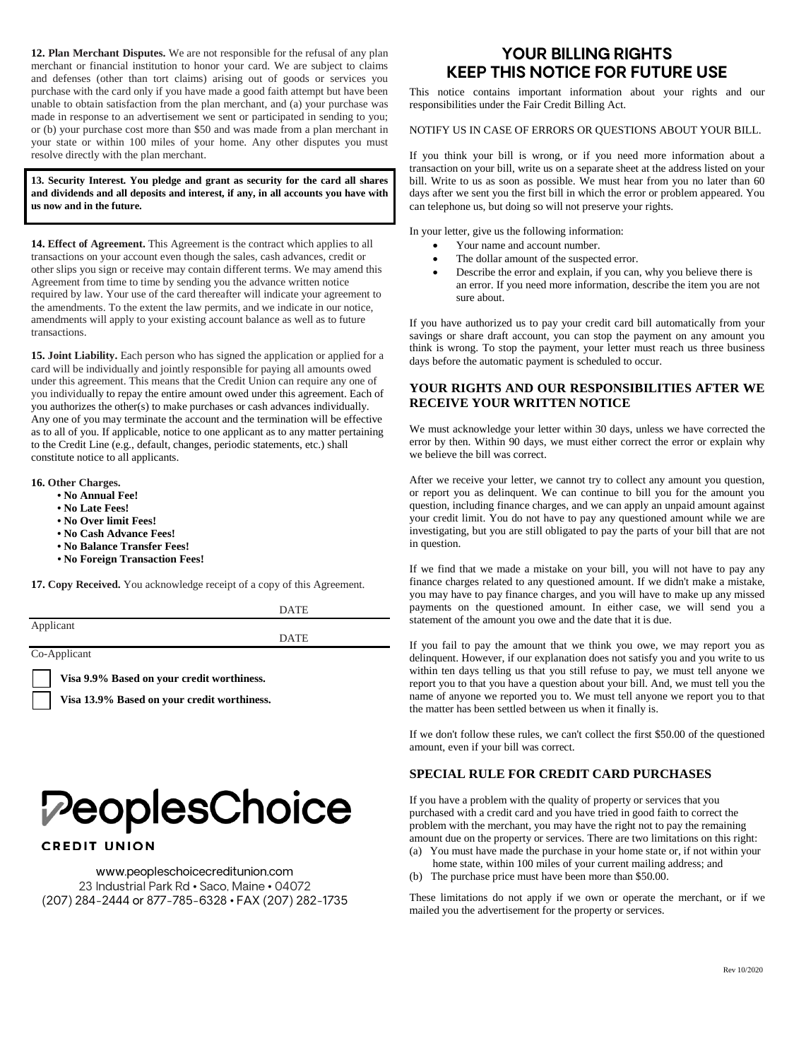**12. Plan Merchant Disputes.** We are not responsible for the refusal of any plan merchant or financial institution to honor your card. We are subject to claims and defenses (other than tort claims) arising out of goods or services you purchase with the card only if you have made a good faith attempt but have been unable to obtain satisfaction from the plan merchant, and (a) your purchase was made in response to an advertisement we sent or participated in sending to you; or (b) your purchase cost more than $50 and was made from a plan merchant in your state or within 100 miles of your home. Any other disputes you must resolve directly with the plan merchant.

**13. Security Interest. You pledge and grant as security for the card all shares and dividends and all deposits and interest, if any, in all accounts you have with us now and in the future.**

**14. Effect of Agreement.** This Agreement is the contract which applies to all transactions on your account even though the sales, cash advances, credit or other slips you sign or receive may contain different terms. We may amend this Agreement from time to time by sending you the advance written notice required by law. Your use of the card thereafter will indicate your agreement to the amendments. To the extent the law permits, and we indicate in our notice, amendments will apply to your existing account balance as well as to future transactions.

**15. Joint Liability.** Each person who has signed the application or applied for a card will be individually and jointly responsible for paying all amounts owed under this agreement. This means that the Credit Union can require any one of you individually to repay the entire amount owed under this agreement. Each of you authorizes the other(s) to make purchases or cash advances individually. Any one of you may terminate the account and the termination will be effective as to all of you. If applicable, notice to one applicant as to any matter pertaining to the Credit Line (e.g., default, changes, periodic statements, etc.) shall constitute notice to all applicants.

**16. Other Charges.**

- **No Annual Fee!**
- **No Late Fees!**
- **No Over limit Fees!**
- **No Cash Advance Fees!**
- **No Balance Transfer Fees!**
- **No Foreign Transaction Fees!**

**17. Copy Received.** You acknowledge receipt of a copy of this Agreement.

_______________________________ DATE

Applicant

_______________________________ DATE

Co-Applicant

☐ **Visa 9.9% Based on your credit worthiness.**

☐ **Visa 13.9% Based on your credit worthiness.**

PeoplesChoice

CREDIT UNION

www.peopleschoicecreditunion.com
23 Industrial Park Rd • Saco, Maine • 04072
(207) 284-2444 or 877-785-6328 • FAX (207) 282-1735

## YOUR BILLING RIGHTS KEEP THIS NOTICE FOR FUTURE USE

This notice contains important information about your rights and our responsibilities under the Fair Credit Billing Act.

NOTIFY US IN CASE OF ERRORS OR QUESTIONS ABOUT YOUR BILL.

If you think your bill is wrong, or if you need more information about a transaction on your bill, write us on a separate sheet at the address listed on your bill. Write to us as soon as possible. We must hear from you no later than 60 days after we sent you the first bill in which the error or problem appeared. You can telephone us, but doing so will not preserve your rights.

In your letter, give us the following information:

- Your name and account number.
- The dollar amount of the suspected error.
- Describe the error and explain, if you can, why you believe there is an error. If you need more information, describe the item you are not sure about.

If you have authorized us to pay your credit card bill automatically from your savings or share draft account, you can stop the payment on any amount you think is wrong. To stop the payment, your letter must reach us three business days before the automatic payment is scheduled to occur.

### YOUR RIGHTS AND OUR RESPONSIBILITIES AFTER WE RECEIVE YOUR WRITTEN NOTICE

We must acknowledge your letter within 30 days, unless we have corrected the error by then. Within 90 days, we must either correct the error or explain why we believe the bill was correct.

After we receive your letter, we cannot try to collect any amount you question, or report you as delinquent. We can continue to bill you for the amount you question, including finance charges, and we can apply an unpaid amount against your credit limit. You do not have to pay any questioned amount while we are investigating, but you are still obligated to pay the parts of your bill that are not in question.

If we find that we made a mistake on your bill, you will not have to pay any finance charges related to any questioned amount. If we didn't make a mistake, you may have to pay finance charges, and you will have to make up any missed payments on the questioned amount. In either case, we will send you a statement of the amount you owe and the date that it is due.

If you fail to pay the amount that we think you owe, we may report you as delinquent. However, if our explanation does not satisfy you and you write to us within ten days telling us that you still refuse to pay, we must tell anyone we report you to that you have a question about your bill. And, we must tell you the name of anyone we reported you to. We must tell anyone we report you to that the matter has been settled between us when it finally is.

If we don't follow these rules, we can't collect the first $50.00 of the questioned amount, even if your bill was correct.

### SPECIAL RULE FOR CREDIT CARD PURCHASES

If you have a problem with the quality of property or services that you purchased with a credit card and you have tried in good faith to correct the problem with the merchant, you may have the right not to pay the remaining amount due on the property or services. There are two limitations on this right:

(a) You must have made the purchase in your home state or, if not within your home state, within 100 miles of your current mailing address; and

(b) The purchase price must have been more than $50.00.

These limitations do not apply if we own or operate the merchant, or if we mailed you the advertisement for the property or services.

Rev 10/2020